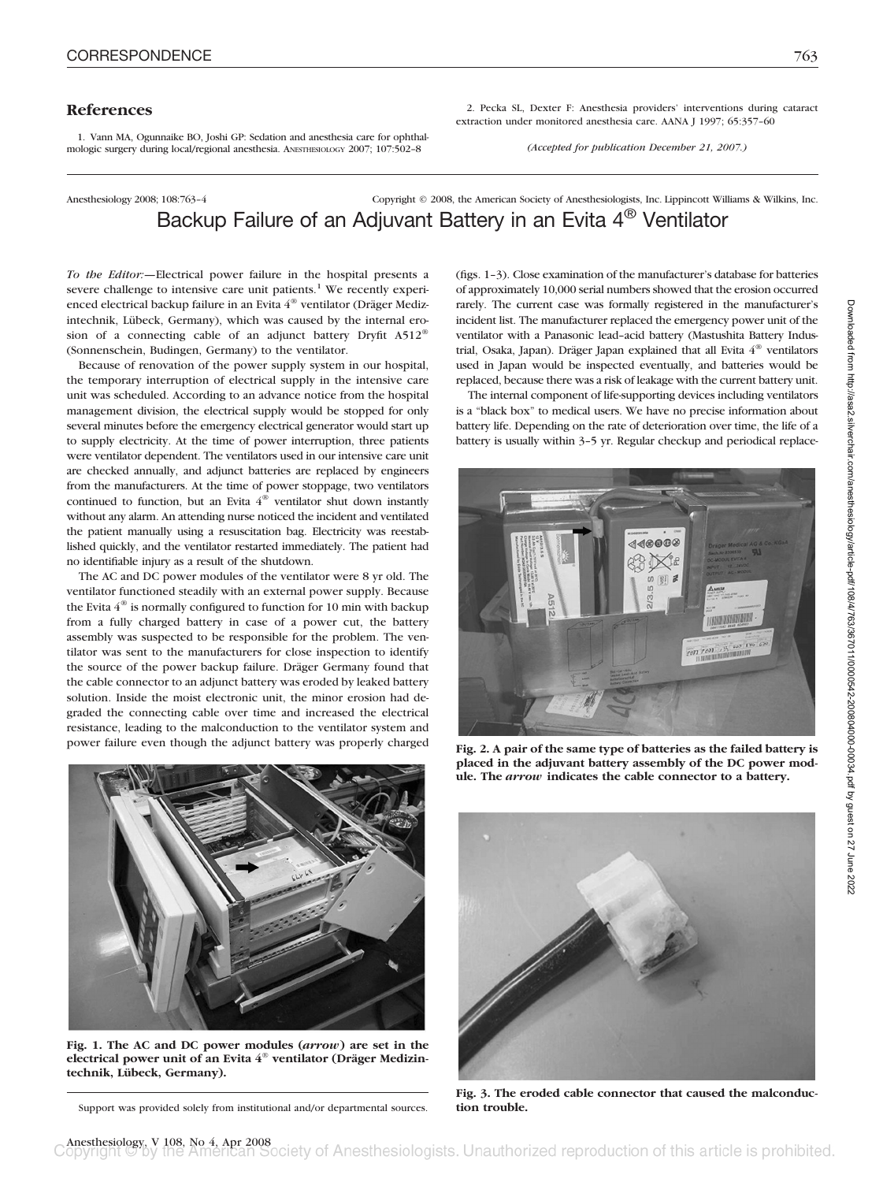## References

1. Vann MA, Ogunnaike BO, Joshi GP: Sedation and anesthesia care for ophthalmologic surgery during local/regional anesthesia. ANESTHESIOLOGY 2007; 107:502–8

2. Pecka SL, Dexter F: Anesthesia providers' interventions during cataract extraction under monitored anesthesia care. AANA J 1997; 65:357–60

*(Accepted for publication December 21, 2007.)*

---

Anesthesiology 2008; 108:763–4 Copyright © 2008, the American Society of Anesthesiologists, Inc. Lippincott Williams & Wilkins, Inc.

# Backup Failure of an Adjuvant Battery in an Evita 4® Ventilator

*To the Editor:*—Electrical power failure in the hospital presents a severe challenge to intensive care unit patients.[1] We recently experienced electrical backup failure in an Evita 4® ventilator (Dräger Medizintechnik, Lübeck, Germany), which was caused by the internal erosion of a connecting cable of an adjunct battery Dryfit A512® (Sonnenschein, Budingen, Germany) to the ventilator.

Because of renovation of the power supply system in our hospital, the temporary interruption of electrical supply in the intensive care unit was scheduled. According to an advance notice from the hospital management division, the electrical supply would be stopped for only several minutes before the emergency electrical generator would start up to supply electricity. At the time of power interruption, three patients were ventilator dependent. The ventilators used in our intensive care unit are checked annually, and adjunct batteries are replaced by engineers from the manufacturers. At the time of power stoppage, two ventilators continued to function, but an Evita 4® ventilator shut down instantly without any alarm. An attending nurse noticed the incident and ventilated the patient manually using a resuscitation bag. Electricity was reestablished quickly, and the ventilator restarted immediately. The patient had no identifiable injury as a result of the shutdown.

The AC and DC power modules of the ventilator were 8 yr old. The ventilator functioned steadily with an external power supply. Because the Evita 4® is normally configured to function for 10 min with backup from a fully charged battery in case of a power cut, the battery assembly was suspected to be responsible for the problem. The ventilator was sent to the manufacturers for close inspection to identify the source of the power backup failure. Dräger Germany found that the cable connector to an adjunct battery was eroded by leaked battery solution. Inside the moist electronic unit, the minor erosion had degraded the connecting cable over time and increased the electrical resistance, leading to the malconduction to the ventilator system and power failure even though the adjunct battery was properly charged (figs. 1–3). Close examination of the manufacturer's database for batteries of approximately 10,000 serial numbers showed that the erosion occurred rarely. The current case was formally registered in the manufacturer's incident list. The manufacturer replaced the emergency power unit of the ventilator with a Panasonic lead–acid battery (Mastushita Battery Industrial, Osaka, Japan). Dräger Japan explained that all Evita 4® ventilators used in Japan would be inspected eventually, and batteries would be replaced, because there was a risk of leakage with the current battery unit.

The internal component of life-supporting devices including ventilators is a "black box" to medical users. We have no precise information about battery life. Depending on the rate of deterioration over time, the life of a battery is usually within 3–5 yr. Regular checkup and periodical replace-

**Fig. 1. The AC and DC power modules (*arrow*) are set in the electrical power unit of an Evita 4® ventilator (Dräger Medizintechnik, Lübeck, Germany).**

**Fig. 2. A pair of the same type of batteries as the failed battery is placed in the adjuvant battery assembly of the DC power module. The *arrow* indicates the cable connector to a battery.**

**Fig. 3. The eroded cable connector that caused the malconduction trouble.**

Support was provided solely from institutional and/or departmental sources.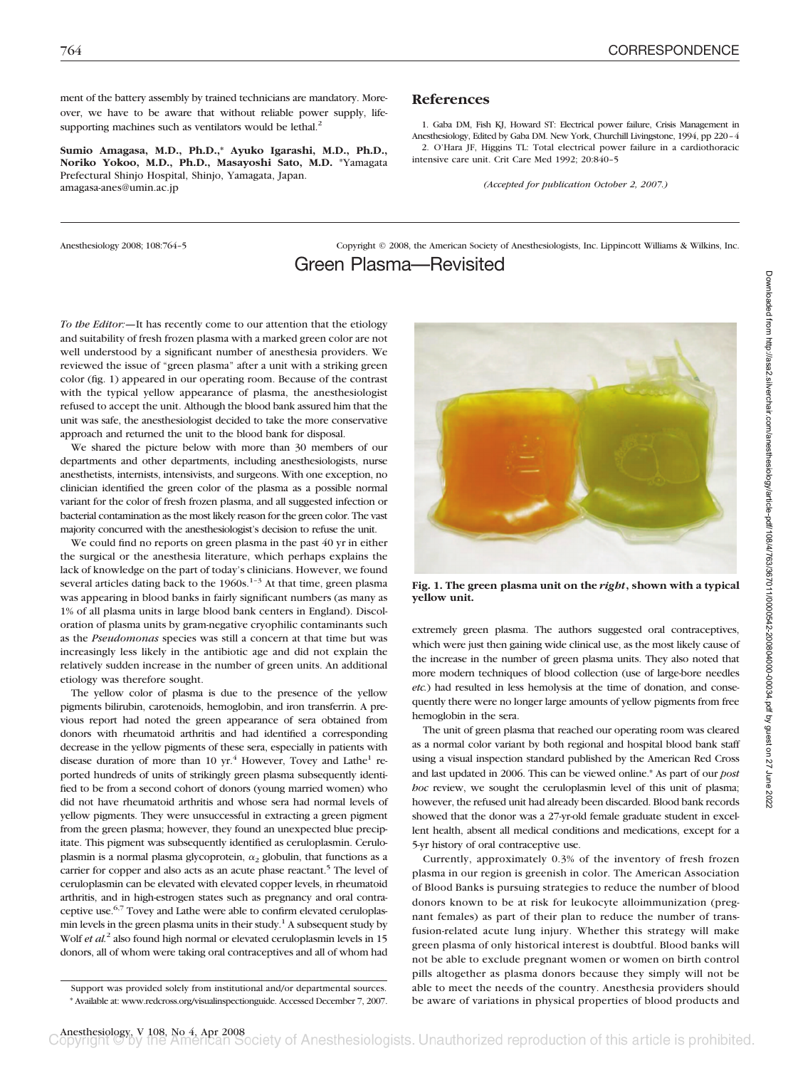ment of the battery assembly by trained technicians are mandatory. Moreover, we have to be aware that without reliable power supply, life-supporting machines such as ventilators would be lethal.[2]

**Sumio Amagasa, M.D., Ph.D.,* Ayuko Igarashi, M.D., Ph.D., Noriko Yokoo, M.D., Ph.D., Masayoshi Sato, M.D.** *Yamagata Prefectural Shinjo Hospital, Shinjo, Yamagata, Japan. amagasa-anes@umin.ac.jp

## References

1. Gaba DM, Fish KJ, Howard ST: Electrical power failure, Crisis Management in Anesthesiology, Edited by Gaba DM. New York, Churchill Livingstone, 1994, pp 220–4
2. O'Hara JF, Higgins TL: Total electrical power failure in a cardiothoracic intensive care unit. Crit Care Med 1992; 20:840–5

*(Accepted for publication October 2, 2007.)*

---

Anesthesiology 2008; 108:764–5 Copyright © 2008, the American Society of Anesthesiologists, Inc. Lippincott Williams & Wilkins, Inc.

# Green Plasma—Revisited

*To the Editor:*—It has recently come to our attention that the etiology and suitability of fresh frozen plasma with a marked green color are not well understood by a significant number of anesthesia providers. We reviewed the issue of "green plasma" after a unit with a striking green color (fig. 1) appeared in our operating room. Because of the contrast with the typical yellow appearance of plasma, the anesthesiologist refused to accept the unit. Although the blood bank assured him that the unit was safe, the anesthesiologist decided to take the more conservative approach and returned the unit to the blood bank for disposal.

We shared the picture below with more than 30 members of our departments and other departments, including anesthesiologists, nurse anesthetists, internists, intensivists, and surgeons. With one exception, no clinician identified the green color of the plasma as a possible normal variant for the color of fresh frozen plasma, and all suggested infection or bacterial contamination as the most likely reason for the green color. The vast majority concurred with the anesthesiologist's decision to refuse the unit.

We could find no reports on green plasma in the past 40 yr in either the surgical or the anesthesia literature, which perhaps explains the lack of knowledge on the part of today's clinicians. However, we found several articles dating back to the 1960s.[1–3] At that time, green plasma was appearing in blood banks in fairly significant numbers (as many as 1% of all plasma units in large blood bank centers in England). Discoloration of plasma units by gram-negative cryophilic contaminants such as the *Pseudomonas* species was still a concern at that time but was increasingly less likely in the antibiotic age and did not explain the relatively sudden increase in the number of green units. An additional etiology was therefore sought.

The yellow color of plasma is due to the presence of the yellow pigments bilirubin, carotenoids, hemoglobin, and iron transferrin. A previous report had noted the green appearance of sera obtained from donors with rheumatoid arthritis and had identified a corresponding decrease in the yellow pigments of these sera, especially in patients with disease duration of more than 10 yr.[4] However, Tovey and Lathe[1] reported hundreds of units of strikingly green plasma subsequently identified to be from a second cohort of donors (young married women) who did not have rheumatoid arthritis and whose sera had normal levels of yellow pigments. They were unsuccessful in extracting a green pigment from the green plasma; however, they found an unexpected blue precipitate. This pigment was subsequently identified as ceruloplasmin. Ceruloplasmin is a normal plasma glycoprotein, $\alpha_2$ globulin, that functions as a carrier for copper and also acts as an acute phase reactant.[5] The level of ceruloplasmin can be elevated with elevated copper levels, in rheumatoid arthritis, and in high-estrogen states such as pregnancy and oral contraceptive use.[6,7] Tovey and Lathe were able to confirm elevated ceruloplasmin levels in the green plasma units in their study.[1] A subsequent study by Wolf *et al.*[2] also found high normal or elevated ceruloplasmin levels in 15 donors, all of whom were taking oral contraceptives and all of whom had

**Fig. 1. The green plasma unit on the *right*, shown with a typical yellow unit.**

extremely green plasma. The authors suggested oral contraceptives, which were just then gaining wide clinical use, as the most likely cause of the increase in the number of green plasma units. They also noted that more modern techniques of blood collection (use of large-bore needles *etc.*) had resulted in less hemolysis at the time of donation, and consequently there were no longer large amounts of yellow pigments from free hemoglobin in the sera.

The unit of green plasma that reached our operating room was cleared as a normal color variant by both regional and hospital blood bank staff using a visual inspection standard published by the American Red Cross and last updated in 2006. This can be viewed online.* As part of our *post hoc* review, we sought the ceruloplasmin level of this unit of plasma; however, the refused unit had already been discarded. Blood bank records showed that the donor was a 27-yr-old female graduate student in excellent health, absent all medical conditions and medications, except for a 5-yr history of oral contraceptive use.

Currently, approximately 0.3% of the inventory of fresh frozen plasma in our region is greenish in color. The American Association of Blood Banks is pursuing strategies to reduce the number of blood donors known to be at risk for leukocyte alloimmunization (pregnant females) as part of their plan to reduce the number of transfusion-related acute lung injury. Whether this strategy will make green plasma of only historical interest is doubtful. Blood banks will not be able to exclude pregnant women or women on birth control pills altogether as plasma donors because they simply will not be able to meet the needs of the country. Anesthesia providers should be aware of variations in physical properties of blood products and

Support was provided solely from institutional and/or departmental sources.

\* Available at: www.redcross.org/visualinspectionguide. Accessed December 7, 2007.